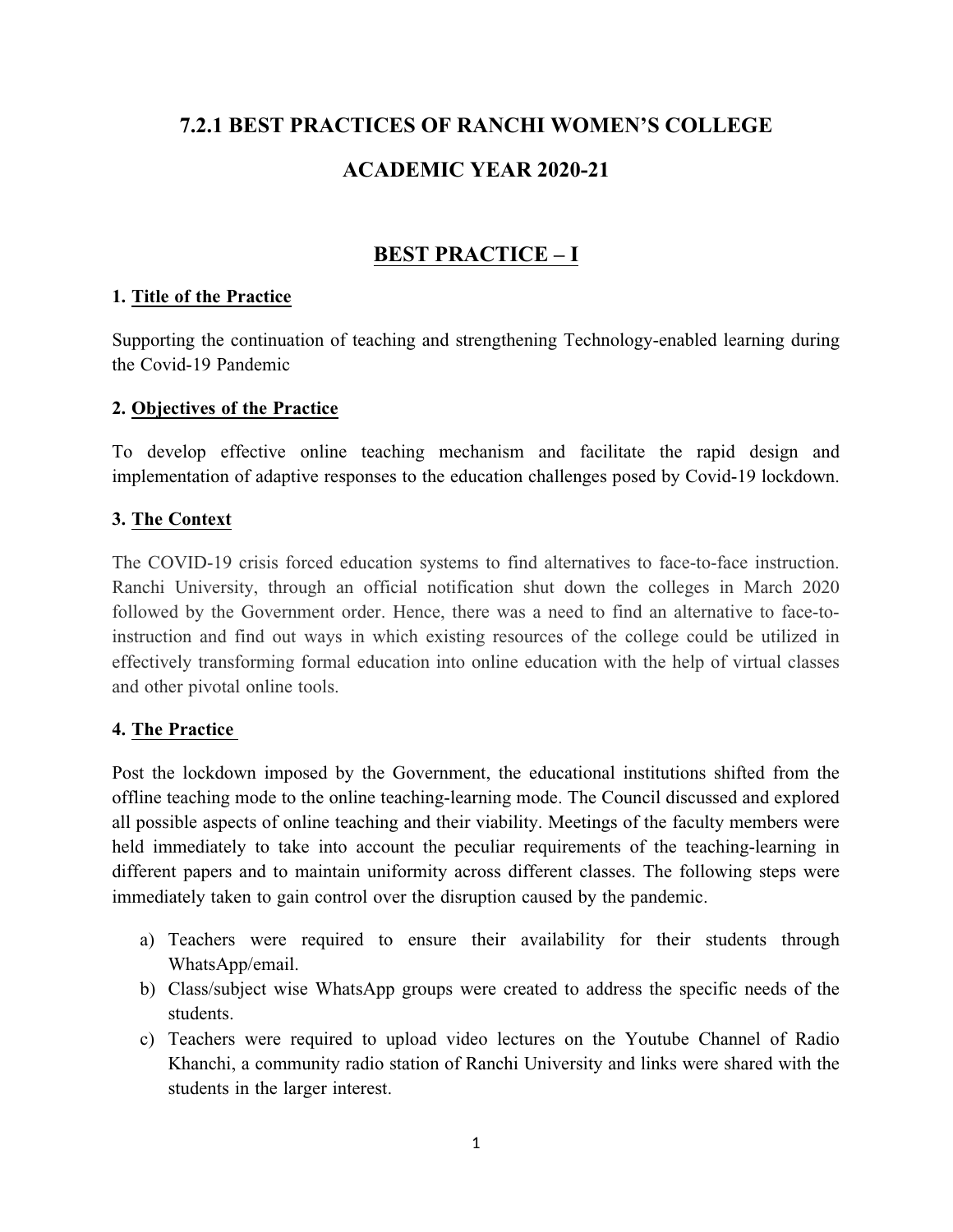# 7.2.1 BEST PRACTICES OF RANCHI WOMEN'S COLLEGE

# ACADEMIC YEAR 2020-21

## BEST PRACTICE – I

### 1. Title of the Practice

Supporting the continuation of teaching and strengthening Technology-enabled learning during the Covid-19 Pandemic

### 2. Objectives of the Practice

To develop effective online teaching mechanism and facilitate the rapid design and implementation of adaptive responses to the education challenges posed by Covid-19 lockdown.

### 3. The Context

The COVID-19 crisis forced education systems to find alternatives to face-to-face instruction. Ranchi University, through an official notification shut down the colleges in March 2020 followed by the Government order. Hence, there was a need to find an alternative to face-to-instruction and find out ways in which existing resources of the college could be utilized in effectively transforming formal education into online education with the help of virtual classes and other pivotal online tools.

### 4. The Practice

Post the lockdown imposed by the Government, the educational institutions shifted from the offline teaching mode to the online teaching-learning mode. The Council discussed and explored all possible aspects of online teaching and their viability. Meetings of the faculty members were held immediately to take into account the peculiar requirements of the teaching-learning in different papers and to maintain uniformity across different classes. The following steps were immediately taken to gain control over the disruption caused by the pandemic.

a) Teachers were required to ensure their availability for their students through WhatsApp/email.
b) Class/subject wise WhatsApp groups were created to address the specific needs of the students.
c) Teachers were required to upload video lectures on the Youtube Channel of Radio Khanchi, a community radio station of Ranchi University and links were shared with the students in the larger interest.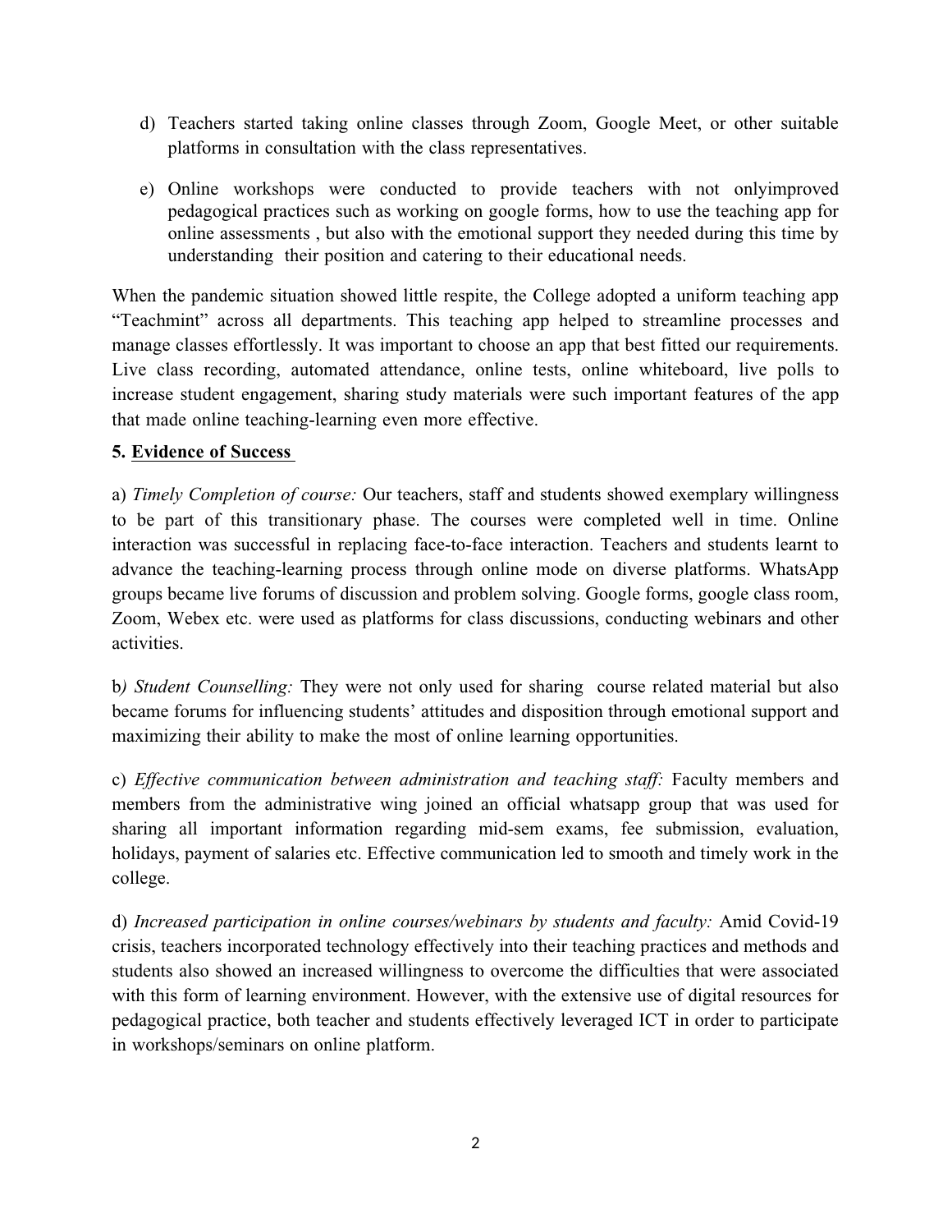d) Teachers started taking online classes through Zoom, Google Meet, or other suitable platforms in consultation with the class representatives.

e) Online workshops were conducted to provide teachers with not onlyimproved pedagogical practices such as working on google forms, how to use the teaching app for online assessments , but also with the emotional support they needed during this time by understanding their position and catering to their educational needs.

When the pandemic situation showed little respite, the College adopted a uniform teaching app "Teachmint" across all departments. This teaching app helped to streamline processes and manage classes effortlessly. It was important to choose an app that best fitted our requirements. Live class recording, automated attendance, online tests, online whiteboard, live polls to increase student engagement, sharing study materials were such important features of the app that made online teaching-learning even more effective.

**5. <u>Evidence of Success</u>**

a) *Timely Completion of course:* Our teachers, staff and students showed exemplary willingness to be part of this transitionary phase. The courses were completed well in time. Online interaction was successful in replacing face-to-face interaction. Teachers and students learnt to advance the teaching-learning process through online mode on diverse platforms. WhatsApp groups became live forums of discussion and problem solving. Google forms, google class room, Zoom, Webex etc. were used as platforms for class discussions, conducting webinars and other activities.

b*) Student Counselling:* They were not only used for sharing course related material but also became forums for influencing students' attitudes and disposition through emotional support and maximizing their ability to make the most of online learning opportunities.

c) *Effective communication between administration and teaching staff:* Faculty members and members from the administrative wing joined an official whatsapp group that was used for sharing all important information regarding mid-sem exams, fee submission, evaluation, holidays, payment of salaries etc. Effective communication led to smooth and timely work in the college.

d) *Increased participation in online courses/webinars by students and faculty:* Amid Covid-19 crisis, teachers incorporated technology effectively into their teaching practices and methods and students also showed an increased willingness to overcome the difficulties that were associated with this form of learning environment. However, with the extensive use of digital resources for pedagogical practice, both teacher and students effectively leveraged ICT in order to participate in workshops/seminars on online platform.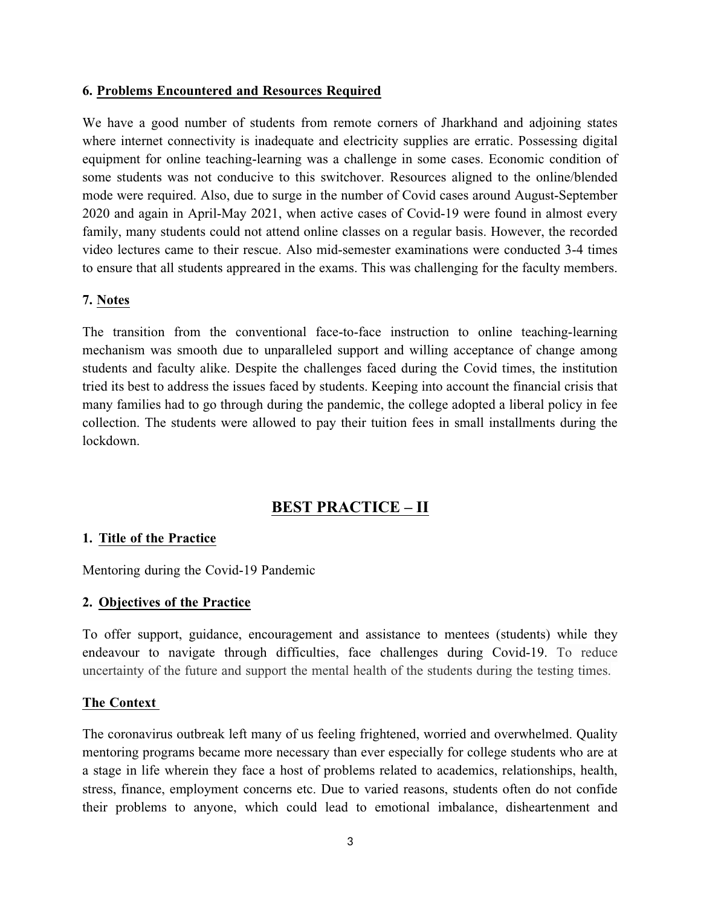### 6. Problems Encountered and Resources Required

We have a good number of students from remote corners of Jharkhand and adjoining states where internet connectivity is inadequate and electricity supplies are erratic. Possessing digital equipment for online teaching-learning was a challenge in some cases. Economic condition of some students was not conducive to this switchover. Resources aligned to the online/blended mode were required. Also, due to surge in the number of Covid cases around August-September 2020 and again in April-May 2021, when active cases of Covid-19 were found in almost every family, many students could not attend online classes on a regular basis. However, the recorded video lectures came to their rescue. Also mid-semester examinations were conducted 3-4 times to ensure that all students appeared in the exams. This was challenging for the faculty members.

### 7. Notes

The transition from the conventional face-to-face instruction to online teaching-learning mechanism was smooth due to unparalleled support and willing acceptance of change among students and faculty alike. Despite the challenges faced during the Covid times, the institution tried its best to address the issues faced by students. Keeping into account the financial crisis that many families had to go through during the pandemic, the college adopted a liberal policy in fee collection. The students were allowed to pay their tuition fees in small installments during the lockdown.

## BEST PRACTICE – II

### 1. Title of the Practice

Mentoring during the Covid-19 Pandemic

### 2. Objectives of the Practice

To offer support, guidance, encouragement and assistance to mentees (students) while they endeavour to navigate through difficulties, face challenges during Covid-19. To reduce uncertainty of the future and support the mental health of the students during the testing times.

### The Context

The coronavirus outbreak left many of us feeling frightened, worried and overwhelmed. Quality mentoring programs became more necessary than ever especially for college students who are at a stage in life wherein they face a host of problems related to academics, relationships, health, stress, finance, employment concerns etc. Due to varied reasons, students often do not confide their problems to anyone, which could lead to emotional imbalance, disheartenment and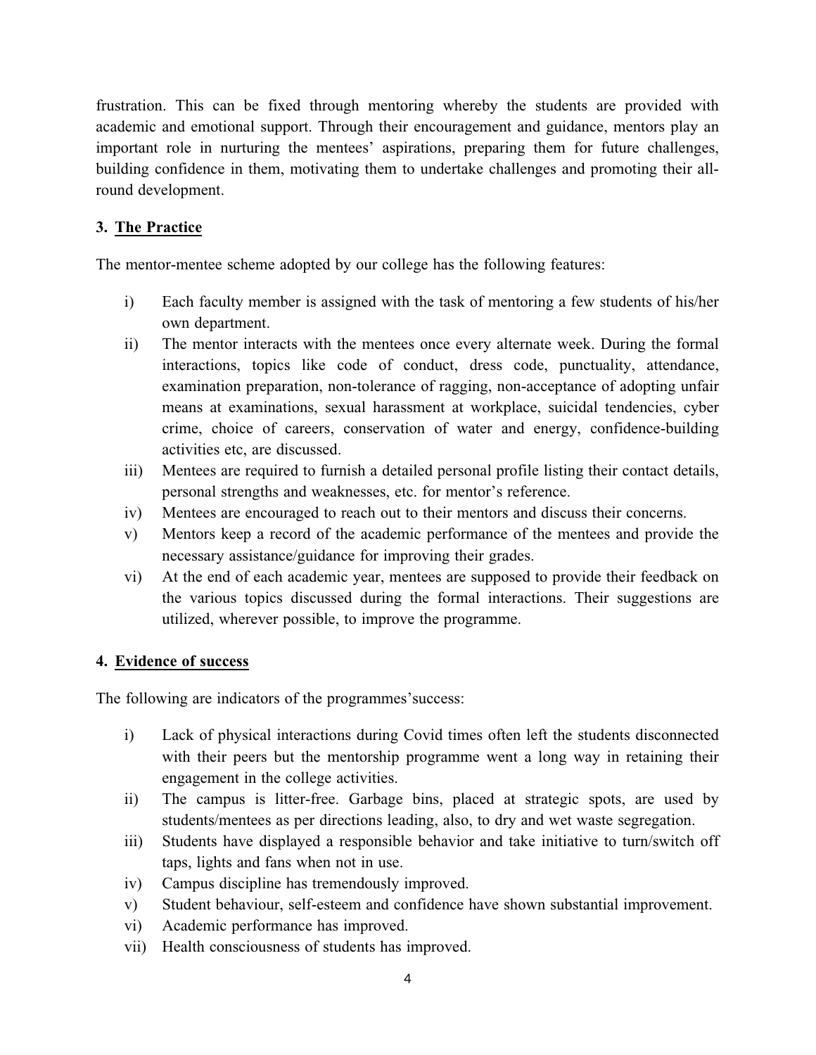frustration. This can be fixed through mentoring whereby the students are provided with academic and emotional support. Through their encouragement and guidance, mentors play an important role in nurturing the mentees' aspirations, preparing them for future challenges, building confidence in them, motivating them to undertake challenges and promoting their all-round development.

### 3. The Practice

The mentor-mentee scheme adopted by our college has the following features:

i) Each faculty member is assigned with the task of mentoring a few students of his/her own department.
ii) The mentor interacts with the mentees once every alternate week. During the formal interactions, topics like code of conduct, dress code, punctuality, attendance, examination preparation, non-tolerance of ragging, non-acceptance of adopting unfair means at examinations, sexual harassment at workplace, suicidal tendencies, cyber crime, choice of careers, conservation of water and energy, confidence-building activities etc, are discussed.
iii) Mentees are required to furnish a detailed personal profile listing their contact details, personal strengths and weaknesses, etc. for mentor's reference.
iv) Mentees are encouraged to reach out to their mentors and discuss their concerns.
v) Mentors keep a record of the academic performance of the mentees and provide the necessary assistance/guidance for improving their grades.
vi) At the end of each academic year, mentees are supposed to provide their feedback on the various topics discussed during the formal interactions. Their suggestions are utilized, wherever possible, to improve the programme.

### 4. Evidence of success

The following are indicators of the programmes'success:

i) Lack of physical interactions during Covid times often left the students disconnected with their peers but the mentorship programme went a long way in retaining their engagement in the college activities.
ii) The campus is litter-free. Garbage bins, placed at strategic spots, are used by students/mentees as per directions leading, also, to dry and wet waste segregation.
iii) Students have displayed a responsible behavior and take initiative to turn/switch off taps, lights and fans when not in use.
iv) Campus discipline has tremendously improved.
v) Student behaviour, self-esteem and confidence have shown substantial improvement.
vi) Academic performance has improved.
vii) Health consciousness of students has improved.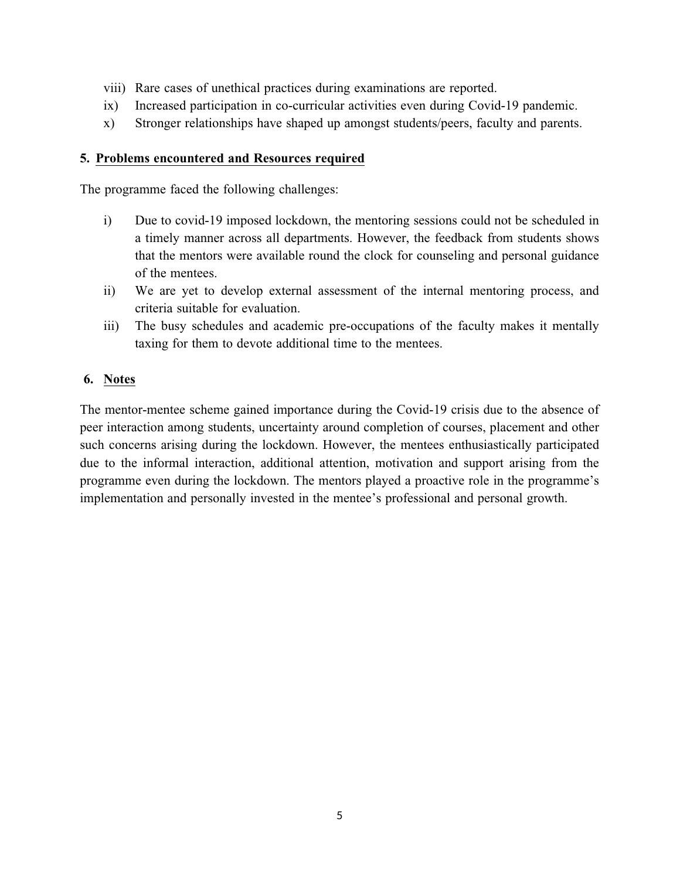viii) Rare cases of unethical practices during examinations are reported.

ix) Increased participation in co-curricular activities even during Covid-19 pandemic.

x) Stronger relationships have shaped up amongst students/peers, faculty and parents.

## 5. Problems encountered and Resources required

The programme faced the following challenges:

i) Due to covid-19 imposed lockdown, the mentoring sessions could not be scheduled in a timely manner across all departments. However, the feedback from students shows that the mentors were available round the clock for counseling and personal guidance of the mentees.

ii) We are yet to develop external assessment of the internal mentoring process, and criteria suitable for evaluation.

iii) The busy schedules and academic pre-occupations of the faculty makes it mentally taxing for them to devote additional time to the mentees.

## 6. Notes

The mentor-mentee scheme gained importance during the Covid-19 crisis due to the absence of peer interaction among students, uncertainty around completion of courses, placement and other such concerns arising during the lockdown. However, the mentees enthusiastically participated due to the informal interaction, additional attention, motivation and support arising from the programme even during the lockdown. The mentors played a proactive role in the programme's implementation and personally invested in the mentee's professional and personal growth.